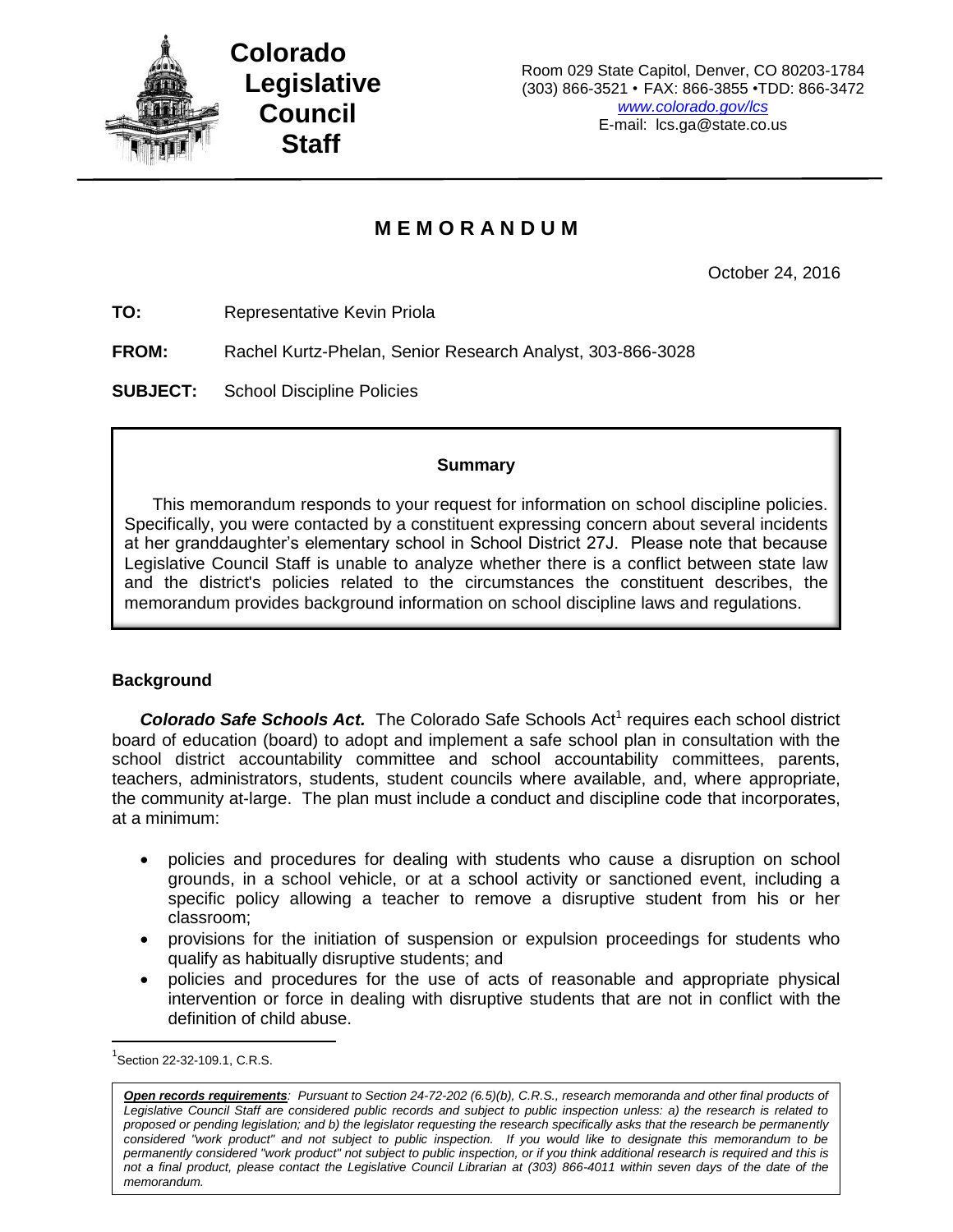**Colorado Legislative Council Staff**

Room 029 State Capitol, Denver, CO 80203-1784
(303) 866-3521 • FAX: 866-3855 •TDD: 866-3472
www.colorado.gov/lcs
E-mail: lcs.ga@state.co.us

# M E M O R A N D U M

October 24, 2016

**TO:** Representative Kevin Priola

**FROM:** Rachel Kurtz-Phelan, Senior Research Analyst, 303-866-3028

**SUBJECT:** School Discipline Policies

> **Summary**
>
> This memorandum responds to your request for information on school discipline policies. Specifically, you were contacted by a constituent expressing concern about several incidents at her granddaughter's elementary school in School District 27J. Please note that because Legislative Council Staff is unable to analyze whether there is a conflict between state law and the district's policies related to the circumstances the constituent describes, the memorandum provides background information on school discipline laws and regulations.

## Background

***Colorado Safe Schools Act.*** The Colorado Safe Schools Act[1] requires each school district board of education (board) to adopt and implement a safe school plan in consultation with the school district accountability committee and school accountability committees, parents, teachers, administrators, students, student councils where available, and, where appropriate, the community at-large. The plan must include a conduct and discipline code that incorporates, at a minimum:

- policies and procedures for dealing with students who cause a disruption on school grounds, in a school vehicle, or at a school activity or sanctioned event, including a specific policy allowing a teacher to remove a disruptive student from his or her classroom;
- provisions for the initiation of suspension or expulsion proceedings for students who qualify as habitually disruptive students; and
- policies and procedures for the use of acts of reasonable and appropriate physical intervention or force in dealing with disruptive students that are not in conflict with the definition of child abuse.

[1] Section 22-32-109.1, C.R.S.

***Open records requirements**: Pursuant to Section 24-72-202 (6.5)(b), C.R.S., research memoranda and other final products of Legislative Council Staff are considered public records and subject to public inspection unless: a) the research is related to proposed or pending legislation; and b) the legislator requesting the research specifically asks that the research be permanently considered "work product" and not subject to public inspection. If you would like to designate this memorandum to be permanently considered "work product" not subject to public inspection, or if you think additional research is required and this is not a final product, please contact the Legislative Council Librarian at (303) 866-4011 within seven days of the date of the memorandum.*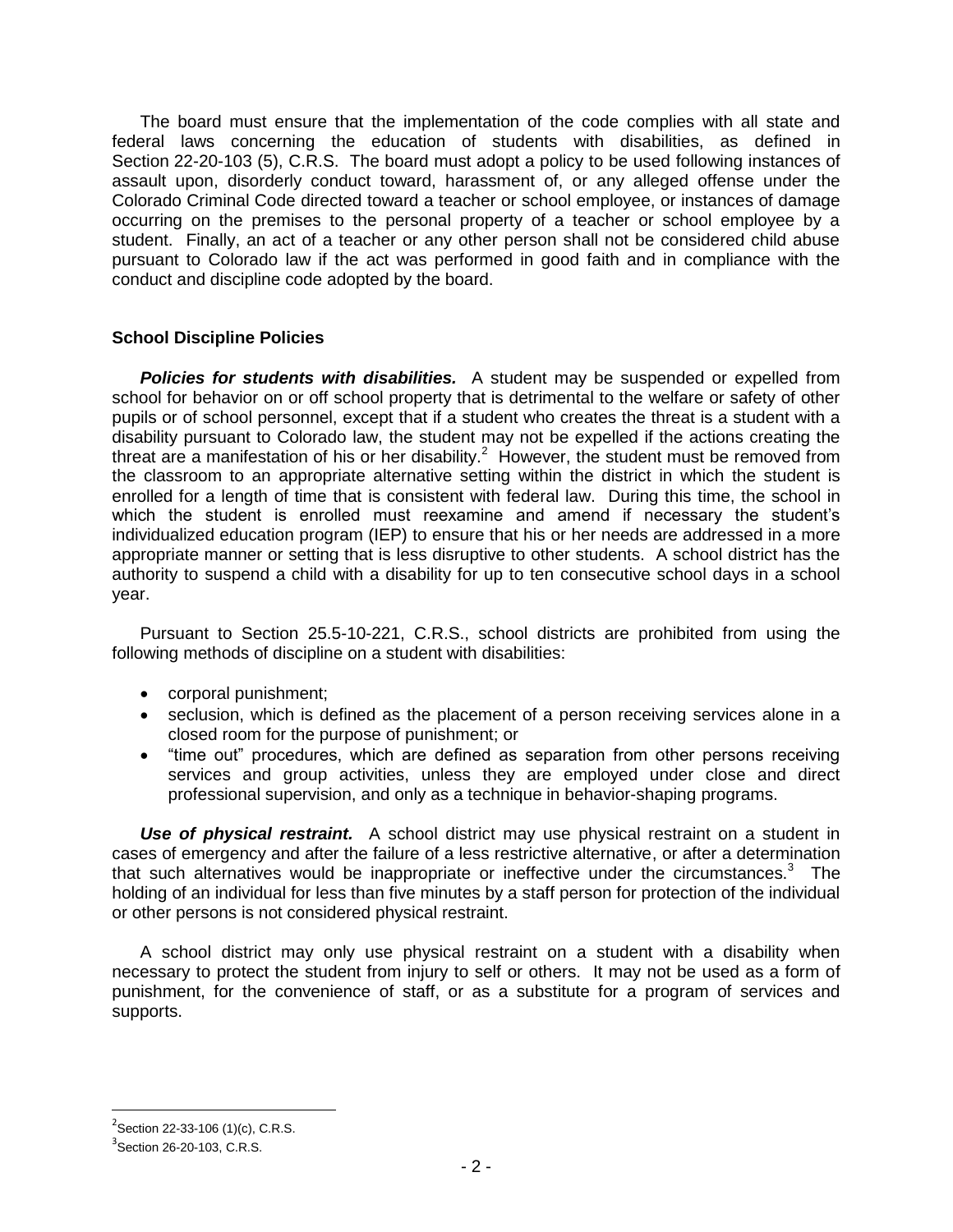The board must ensure that the implementation of the code complies with all state and federal laws concerning the education of students with disabilities, as defined in Section 22-20-103 (5), C.R.S. The board must adopt a policy to be used following instances of assault upon, disorderly conduct toward, harassment of, or any alleged offense under the Colorado Criminal Code directed toward a teacher or school employee, or instances of damage occurring on the premises to the personal property of a teacher or school employee by a student. Finally, an act of a teacher or any other person shall not be considered child abuse pursuant to Colorado law if the act was performed in good faith and in compliance with the conduct and discipline code adopted by the board.

### School Discipline Policies

***Policies for students with disabilities.*** A student may be suspended or expelled from school for behavior on or off school property that is detrimental to the welfare or safety of other pupils or of school personnel, except that if a student who creates the threat is a student with a disability pursuant to Colorado law, the student may not be expelled if the actions creating the threat are a manifestation of his or her disability.[2] However, the student must be removed from the classroom to an appropriate alternative setting within the district in which the student is enrolled for a length of time that is consistent with federal law. During this time, the school in which the student is enrolled must reexamine and amend if necessary the student's individualized education program (IEP) to ensure that his or her needs are addressed in a more appropriate manner or setting that is less disruptive to other students. A school district has the authority to suspend a child with a disability for up to ten consecutive school days in a school year.

Pursuant to Section 25.5-10-221, C.R.S., school districts are prohibited from using the following methods of discipline on a student with disabilities:

- corporal punishment;
- seclusion, which is defined as the placement of a person receiving services alone in a closed room for the purpose of punishment; or
- "time out" procedures, which are defined as separation from other persons receiving services and group activities, unless they are employed under close and direct professional supervision, and only as a technique in behavior-shaping programs.

***Use of physical restraint.*** A school district may use physical restraint on a student in cases of emergency and after the failure of a less restrictive alternative, or after a determination that such alternatives would be inappropriate or ineffective under the circumstances.[3] The holding of an individual for less than five minutes by a staff person for protection of the individual or other persons is not considered physical restraint.

A school district may only use physical restraint on a student with a disability when necessary to protect the student from injury to self or others. It may not be used as a form of punishment, for the convenience of staff, or as a substitute for a program of services and supports.

---

[2] Section 22-33-106 (1)(c), C.R.S.

[3] Section 26-20-103, C.R.S.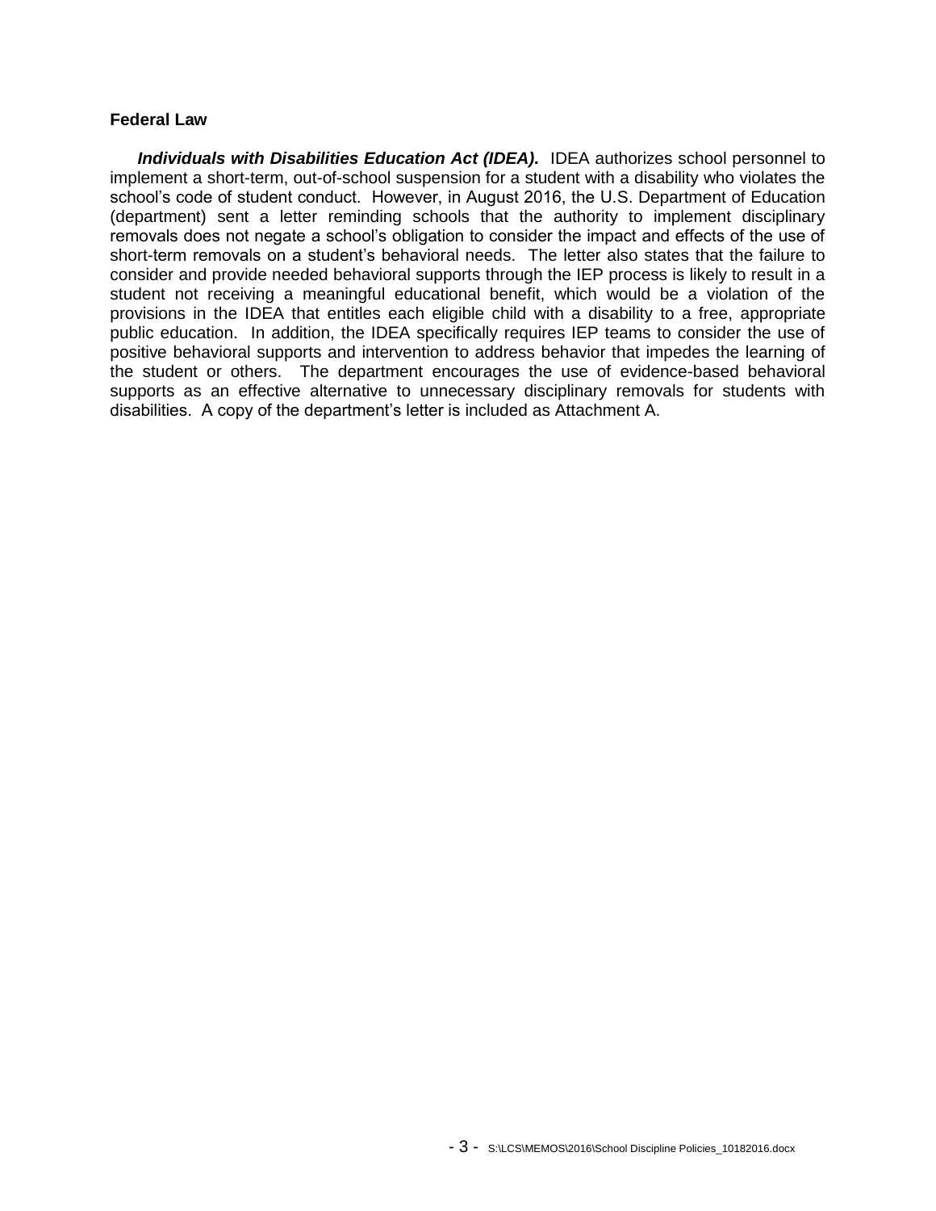**Federal Law**

***Individuals with Disabilities Education Act (IDEA).*** IDEA authorizes school personnel to implement a short-term, out-of-school suspension for a student with a disability who violates the school's code of student conduct. However, in August 2016, the U.S. Department of Education (department) sent a letter reminding schools that the authority to implement disciplinary removals does not negate a school's obligation to consider the impact and effects of the use of short-term removals on a student's behavioral needs. The letter also states that the failure to consider and provide needed behavioral supports through the IEP process is likely to result in a student not receiving a meaningful educational benefit, which would be a violation of the provisions in the IDEA that entitles each eligible child with a disability to a free, appropriate public education. In addition, the IDEA specifically requires IEP teams to consider the use of positive behavioral supports and intervention to address behavior that impedes the learning of the student or others. The department encourages the use of evidence-based behavioral supports as an effective alternative to unnecessary disciplinary removals for students with disabilities. A copy of the department's letter is included as Attachment A.